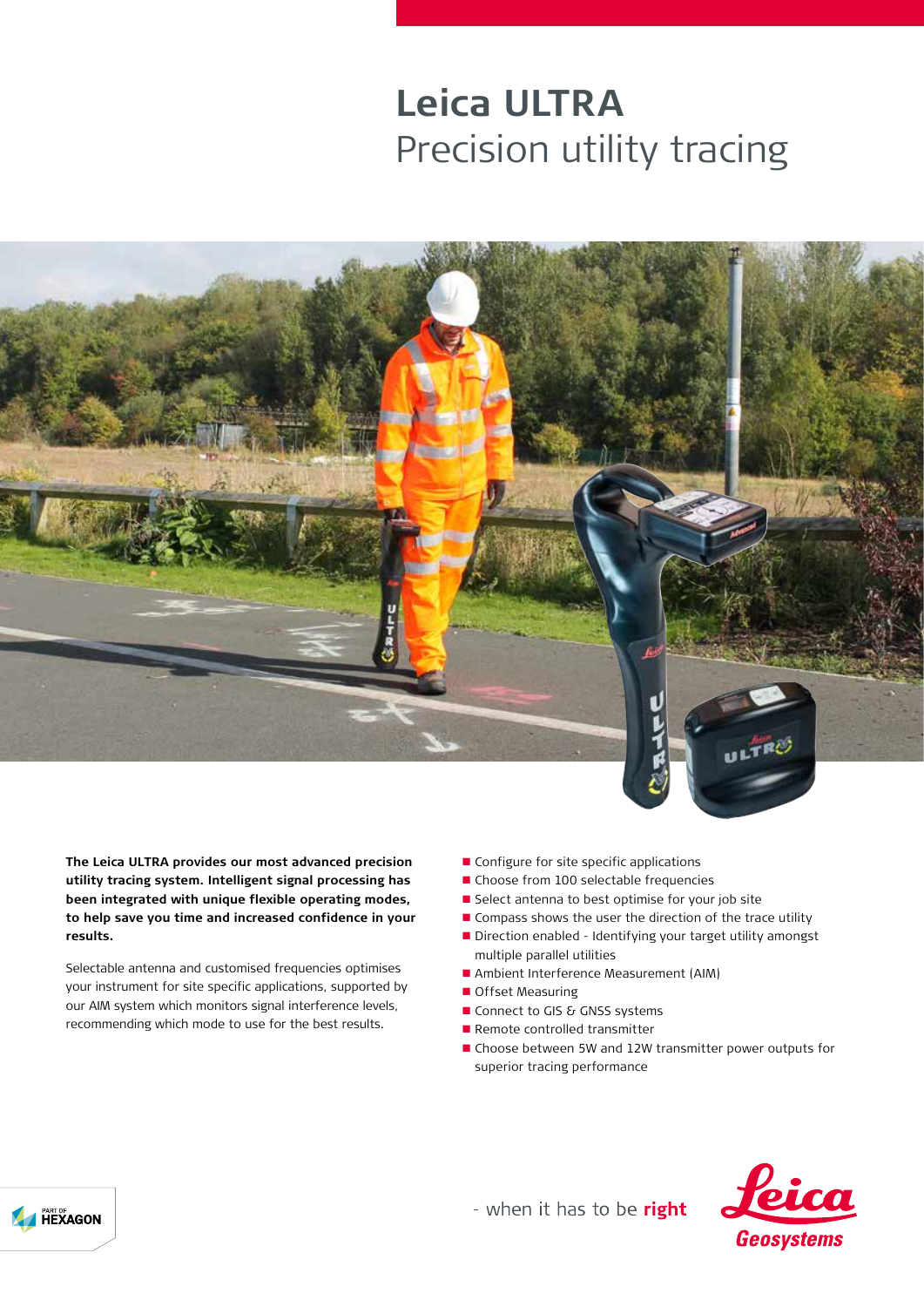# Leica ULTRA
## Precision utility tracing

**The Leica ULTRA provides our most advanced precision utility tracing system. Intelligent signal processing has been integrated with unique flexible operating modes, to help save you time and increased confidence in your results.**

Selectable antenna and customised frequencies optimises your instrument for site specific applications, supported by our AIM system which monitors signal interference levels, recommending which mode to use for the best results.

- Configure for site specific applications
- Choose from 100 selectable frequencies
- Select antenna to best optimise for your job site
- Compass shows the user the direction of the trace utility
- Direction enabled - Identifying your target utility amongst multiple parallel utilities
- Ambient Interference Measurement (AIM)
- Offset Measuring
- Connect to GIS & GNSS systems
- Remote controlled transmitter
- Choose between 5W and 12W transmitter power outputs for superior tracing performance

PART OF HEXAGON

- when it has to be **right**

Leica Geosystems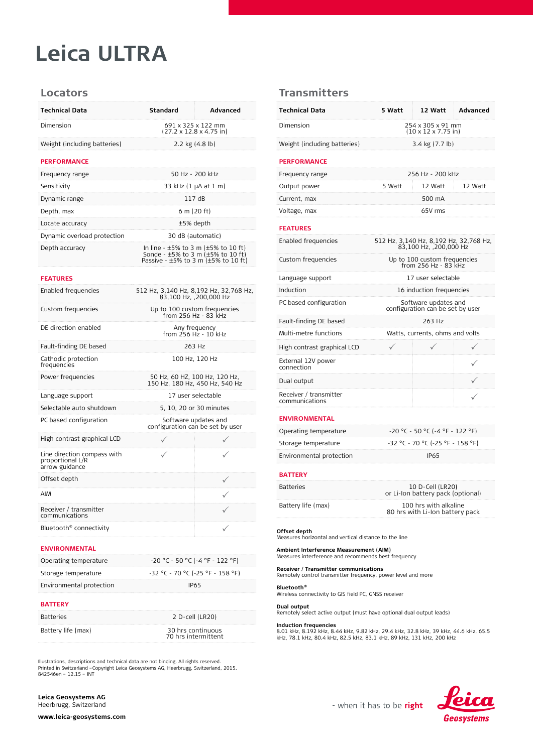# Leica ULTRA

## Locators

| Technical Data | Standard | Advanced |
|---|---|---|
| Dimension | 691 x 325 x 122 mm (27.2 x 12.8 x 4.75 in) | |
| Weight (including batteries) | 2.2 kg (4.8 lb) | |
| **PERFORMANCE** | | |
| Frequency range | 50 Hz - 200 kHz | |
| Sensitivity | 33 kHz (1 µA at 1 m) | |
| Dynamic range | 117 dB | |
| Depth, max | 6 m (20 ft) | |
| Locate accuracy | ±5% depth | |
| Dynamic overload protection | 30 dB (automatic) | |
| Depth accuracy | In line - ±5% to 3 m (±5% to 10 ft) Sonde - ±5% to 3 m (±5% to 10 ft) Passive - ±5% to 3 m (±5% to 10 ft) | |
| **FEATURES** | | |
| Enabled frequencies | 512 Hz, 3,140 Hz, 8,192 Hz, 32,768 Hz, 83,100 Hz, ,200,000 Hz | |
| Custom frequencies | Up to 100 custom frequencies from 256 Hz - 83 kHz | |
| DE direction enabled | Any frequency from 256 Hz - 10 kHz | |
| Fault-finding DE based | 263 Hz | |
| Cathodic protection frequencies | 100 Hz, 120 Hz | |
| Power frequencies | 50 Hz, 60 HZ, 100 Hz, 120 Hz, 150 Hz, 180 Hz, 450 Hz, 540 Hz | |
| Language support | 17 user selectable | |
| Selectable auto shutdown | 5, 10, 20 or 30 minutes | |
| PC based configuration | Software updates and configuration can be set by user | |
| High contrast graphical LCD | ✓ | ✓ |
| Line direction compass with proportional L/R arrow guidance | ✓ | ✓ |
| Offset depth | | ✓ |
| AIM | | ✓ |
| Receiver / transmitter communications | | ✓ |
| Bluetooth® connectivity | | ✓ |
| **ENVIRONMENTAL** | | |
| Operating temperature | -20 °C - 50 °C (-4 °F - 122 °F) | |
| Storage temperature | -32 °C - 70 °C (-25 °F - 158 °F) | |
| Environmental protection | IP65 | |
| **BATTERY** | | |
| Batteries | 2 D-cell (LR20) | |
| Battery life (max) | 30 hrs continuous 70 hrs intermittent | |

## Transmitters

| Technical Data | 5 Watt | 12 Watt | Advanced |
|---|---|---|---|
| Dimension | 254 x 305 x 91 mm (10 x 12 x 7.75 in) | | |
| Weight (including batteries) | 3.4 kg (7.7 lb) | | |
| **PERFORMANCE** | | | |
| Frequency range | 256 Hz - 200 kHz | | |
| Output power | 5 Watt | 12 Watt | 12 Watt |
| Current, max | 500 mA | | |
| Voltage, max | 65V rms | | |
| **FEATURES** | | | |
| Enabled frequencies | 512 Hz, 3,140 Hz, 8,192 Hz, 32,768 Hz, 83,100 Hz, ,200,000 Hz | | |
| Custom frequencies | Up to 100 custom frequencies from 256 Hz - 83 kHz | | |
| Language support | 17 user selectable | | |
| Induction | 16 induction frequencies | | |
| PC based configuration | Software updates and configuration can be set by user | | |
| Fault-finding DE based | 263 Hz | | |
| Multi-metre functions | Watts, currents, ohms and volts | | |
| High contrast graphical LCD | ✓ | ✓ | ✓ |
| External 12V power connection | | | ✓ |
| Dual output | | | ✓ |
| Receiver / transmitter communications | | | ✓ |
| **ENVIRONMENTAL** | | | |
| Operating temperature | -20 °C - 50 °C (-4 °F - 122 °F) | | |
| Storage temperature | -32 °C - 70 °C (-25 °F - 158 °F) | | |
| Environmental protection | IP65 | | |
| **BATTERY** | | | |
| Batteries | 10 D-Cell (LR20) or Li-Ion battery pack (optional) | | |
| Battery life (max) | 100 hrs with alkaline 80 hrs with Li-Ion battery pack | | |

**Offset depth**
Measures horizontal and vertical distance to the line

**Ambient Interference Measurement (AIM)**
Measures interference and recommends best frequency

**Receiver / Transmitter communications**
Remotely control transmitter frequency, power level and more

**Bluetooth®**
Wireless connectivity to GIS field PC, GNSS receiver

**Dual output**
Remotely select active output (must have optional dual output leads)

**Induction frequencies**
8.01 kHz, 8.192 kHz, 8.44 kHz, 9.82 kHz, 29.4 kHz, 32.8 kHz, 39 kHz, 44.6 kHz, 65.5 kHz, 70 kHz, 78.1 kHz, 80.4 kHz, 82.5 kHz, 83.1 kHz, 89 kHz, 131 kHz, 200 kHz

Illustrations, descriptions and technical data are not binding. All rights reserved.
Printed in Switzerland – Copyright Leica Geosystems AG, Heerbrugg, Switzerland, 2015.
842546en – 12.15 – INT

**Leica Geosystems AG**
Heerbrugg, Switzerland

**www.leica-geosystems.com**

- when it has to be **right**

Leica Geosystems